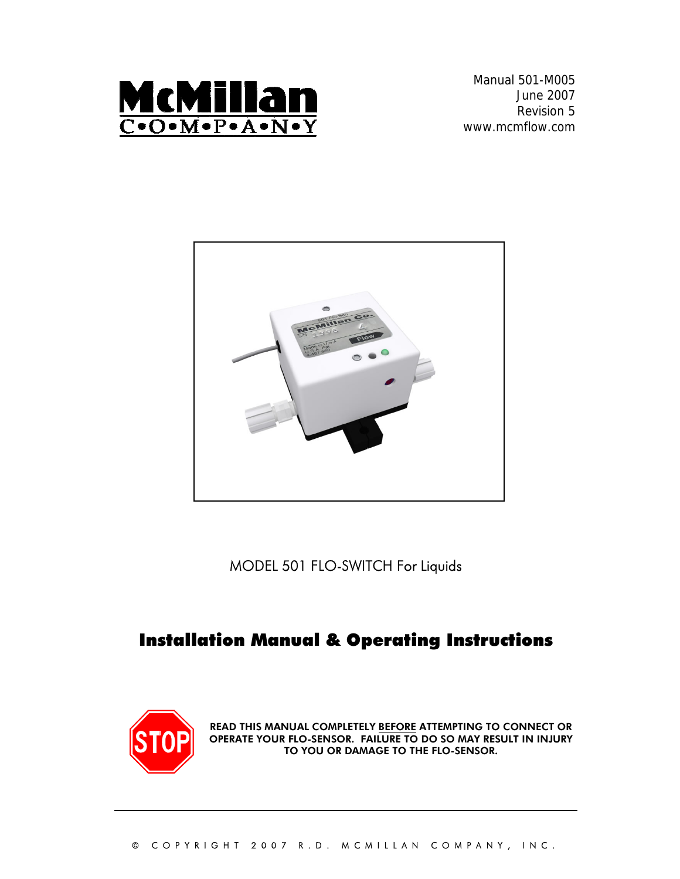McMillan
C•O•M•P•A•N•Y

Manual 501-M005
June 2007
Revision 5
www.mcmflow.com

MODEL 501 FLO-SWITCH For Liquids

# Installation Manual & Operating Instructions

**READ THIS MANUAL COMPLETELY BEFORE ATTEMPTING TO CONNECT OR OPERATE YOUR FLO-SENSOR. FAILURE TO DO SO MAY RESULT IN INJURY TO YOU OR DAMAGE TO THE FLO-SENSOR.**

© COPYRIGHT 2007 R.D. MCMILLAN COMPANY, INC.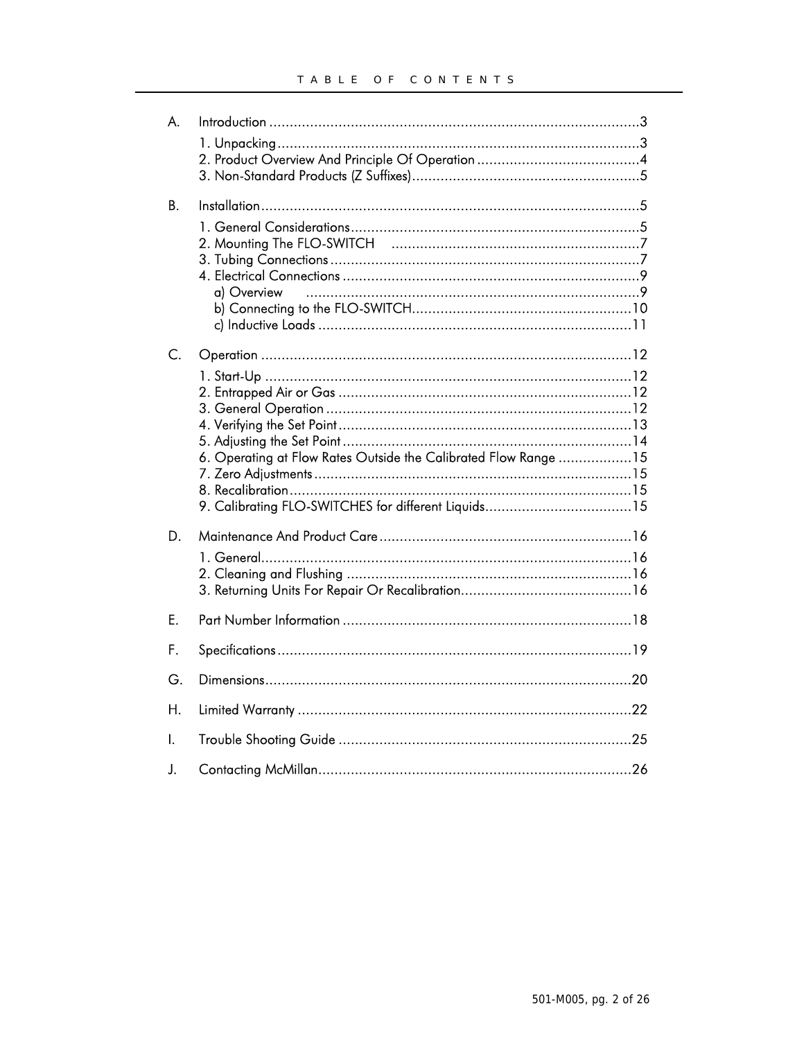# TABLE OF CONTENTS

A. Introduction ..........................................................................................3

1. Unpacking........................................................................................3
2. Product Overview And Principle Of Operation ........................................4
3. Non-Standard Products (Z Suffixes).......................................................5

B. Installation............................................................................................5

1. General Considerations......................................................................5
2. Mounting The FLO-SWITCH ............................................................7
3. Tubing Connections...........................................................................7
4. Electrical Connections ........................................................................9
   - a) Overview ................................................................................9
   - b) Connecting to the FLO-SWITCH.....................................................10
   - c) Inductive Loads ............................................................................11

C. Operation ..........................................................................................12

1. Start-Up .........................................................................................12
2. Entrapped Air or Gas .......................................................................12
3. General Operation ..........................................................................12
4. Verifying the Set Point.......................................................................13
5. Adjusting the Set Point......................................................................14
6. Operating at Flow Rates Outside the Calibrated Flow Range ..................15
7. Zero Adjustments.............................................................................15
8. Recalibration...................................................................................15
9. Calibrating FLO-SWITCHES for different Liquids....................................15

D. Maintenance And Product Care .............................................................16

1. General..........................................................................................16
2. Cleaning and Flushing .....................................................................16
3. Returning Units For Repair Or Recalibration..........................................16

E. Part Number Information ......................................................................18

F. Specifications......................................................................................19

G. Dimensions.........................................................................................20

H. Limited Warranty .................................................................................22

I. Trouble Shooting Guide .......................................................................25

J. Contacting McMillan............................................................................26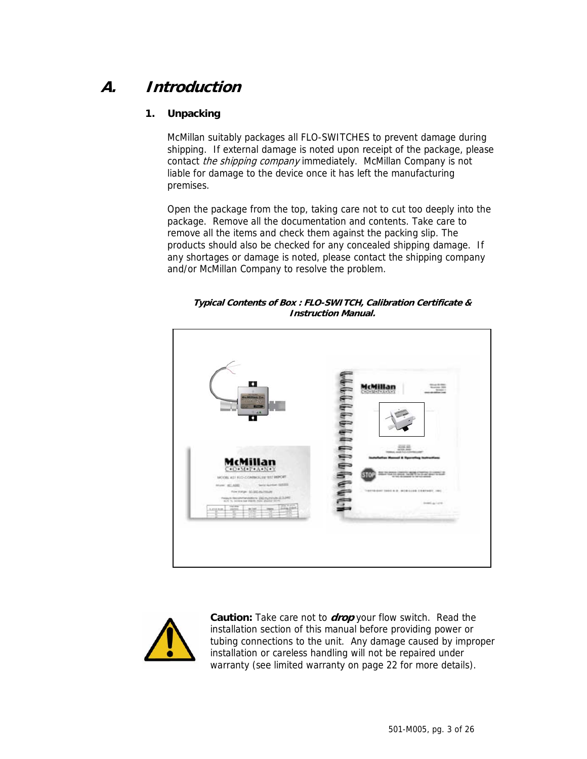# A. Introduction

## 1. Unpacking

McMillan suitably packages all FLO-SWITCHES to prevent damage during shipping. If external damage is noted upon receipt of the package, please contact *the shipping company* immediately. McMillan Company is not liable for damage to the device once it has left the manufacturing premises.

Open the package from the top, taking care not to cut too deeply into the package. Remove all the documentation and contents. Take care to remove all the items and check them against the packing slip. The products should also be checked for any concealed shipping damage. If any shortages or damage is noted, please contact the shipping company and/or McMillan Company to resolve the problem.

***Typical Contents of Box : FLO-SWITCH, Calibration Certificate & Instruction Manual.***

**Caution:** Take care not to ***drop*** your flow switch. Read the installation section of this manual before providing power or tubing connections to the unit. Any damage caused by improper installation or careless handling will not be repaired under warranty (see limited warranty on page 22 for more details).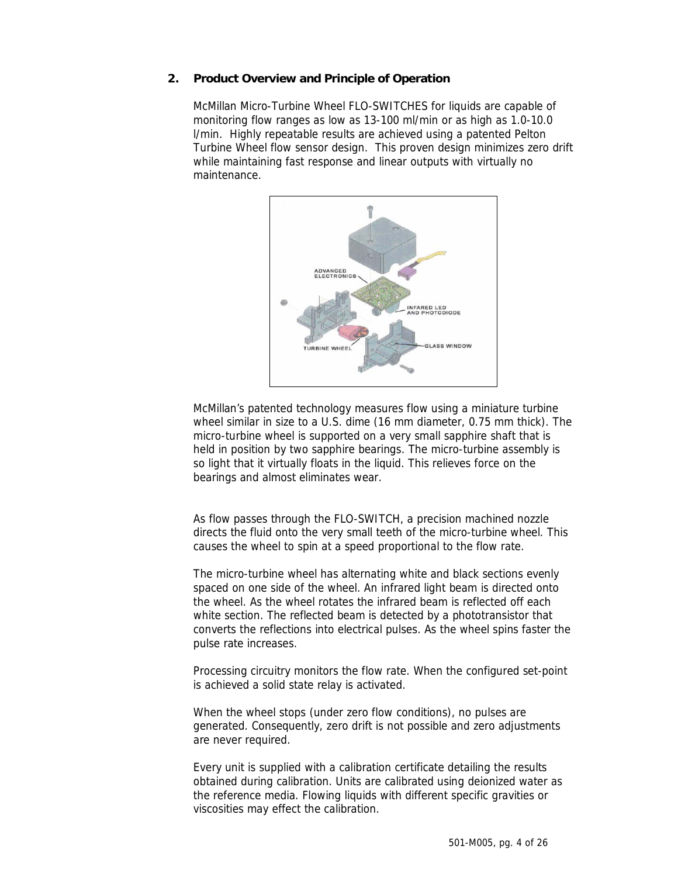## 2. Product Overview and Principle of Operation

McMillan Micro-Turbine Wheel FLO-SWITCHES for liquids are capable of monitoring flow ranges as low as 13-100 ml/min or as high as 1.0-10.0 l/min. Highly repeatable results are achieved using a patented Pelton Turbine Wheel flow sensor design. This proven design minimizes zero drift while maintaining fast response and linear outputs with virtually no maintenance.

McMillan's patented technology measures flow using a miniature turbine wheel similar in size to a U.S. dime (16 mm diameter, 0.75 mm thick). The micro-turbine wheel is supported on a very small sapphire shaft that is held in position by two sapphire bearings. The micro-turbine assembly is so light that it virtually floats in the liquid. This relieves force on the bearings and almost eliminates wear.

As flow passes through the FLO-SWITCH, a precision machined nozzle directs the fluid onto the very small teeth of the micro-turbine wheel. This causes the wheel to spin at a speed proportional to the flow rate.

The micro-turbine wheel has alternating white and black sections evenly spaced on one side of the wheel. An infrared light beam is directed onto the wheel. As the wheel rotates the infrared beam is reflected off each white section. The reflected beam is detected by a phototransistor that converts the reflections into electrical pulses. As the wheel spins faster the pulse rate increases.

Processing circuitry monitors the flow rate. When the configured set-point is achieved a solid state relay is activated.

When the wheel stops (under zero flow conditions), no pulses are generated. Consequently, zero drift is not possible and zero adjustments are never required.

Every unit is supplied with a calibration certificate detailing the results obtained during calibration. Units are calibrated using deionized water as the reference media. Flowing liquids with different specific gravities or viscosities may effect the calibration.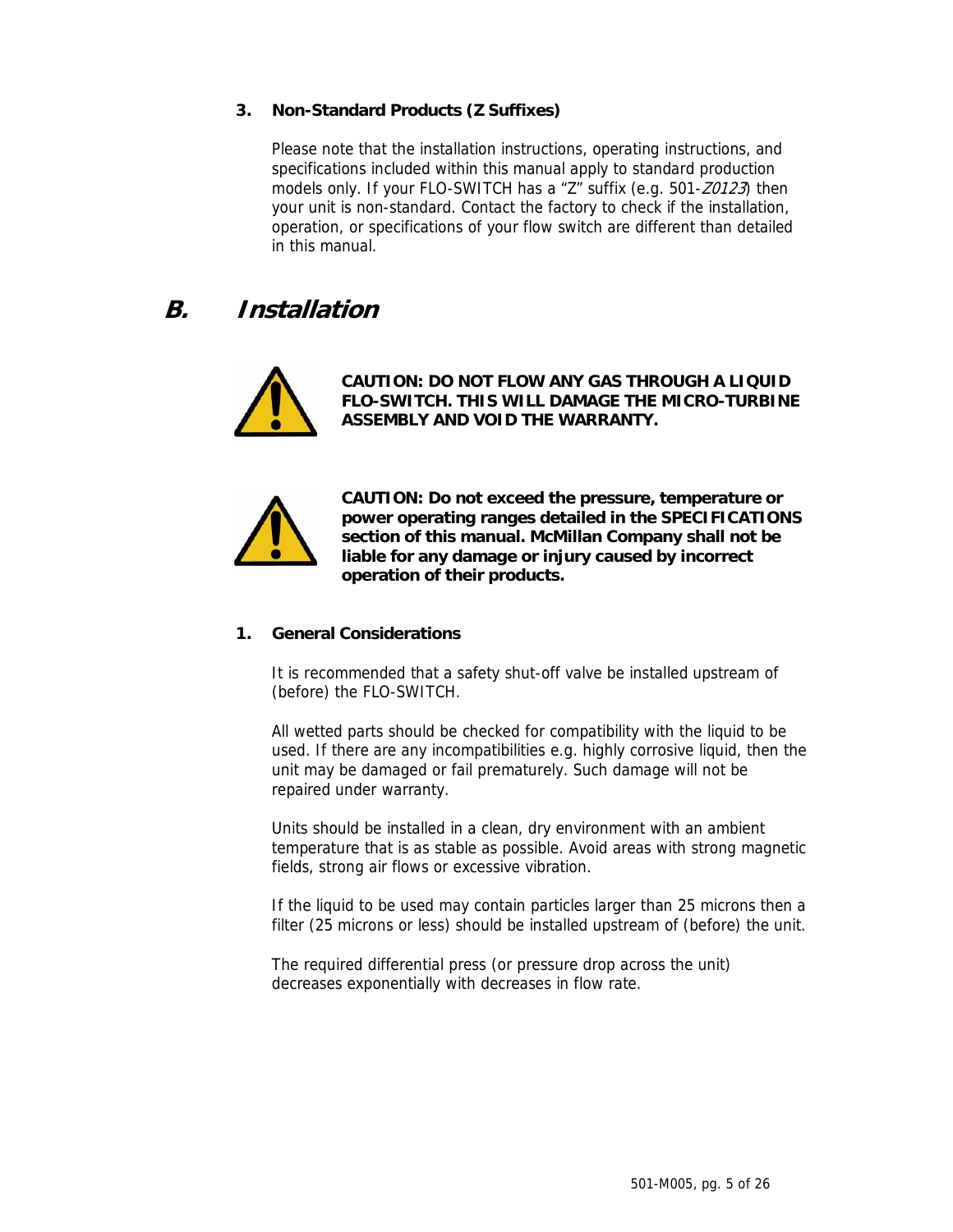### 3. Non-Standard Products (Z Suffixes)

Please note that the installation instructions, operating instructions, and specifications included within this manual apply to standard production models only. If your FLO-SWITCH has a "Z" suffix (e.g. 501-*Z0123*) then your unit is non-standard. Contact the factory to check if the installation, operation, or specifications of your flow switch are different than detailed in this manual.

## *B. Installation*

**CAUTION: DO NOT FLOW ANY GAS THROUGH A LIQUID FLO-SWITCH. THIS WILL DAMAGE THE MICRO-TURBINE ASSEMBLY AND VOID THE WARRANTY.**

**CAUTION: Do not exceed the pressure, temperature or power operating ranges detailed in the SPECIFICATIONS section of this manual. McMillan Company shall not be liable for any damage or injury caused by incorrect operation of their products.**

### 1. General Considerations

It is recommended that a safety shut-off valve be installed upstream of (before) the FLO-SWITCH.

All wetted parts should be checked for compatibility with the liquid to be used. If there are any incompatibilities e.g. highly corrosive liquid, then the unit may be damaged or fail prematurely. Such damage will not be repaired under warranty.

Units should be installed in a clean, dry environment with an ambient temperature that is as stable as possible. Avoid areas with strong magnetic fields, strong air flows or excessive vibration.

If the liquid to be used may contain particles larger than 25 microns then a filter (25 microns or less) should be installed upstream of (before) the unit.

The required differential press (or pressure drop across the unit) decreases exponentially with decreases in flow rate.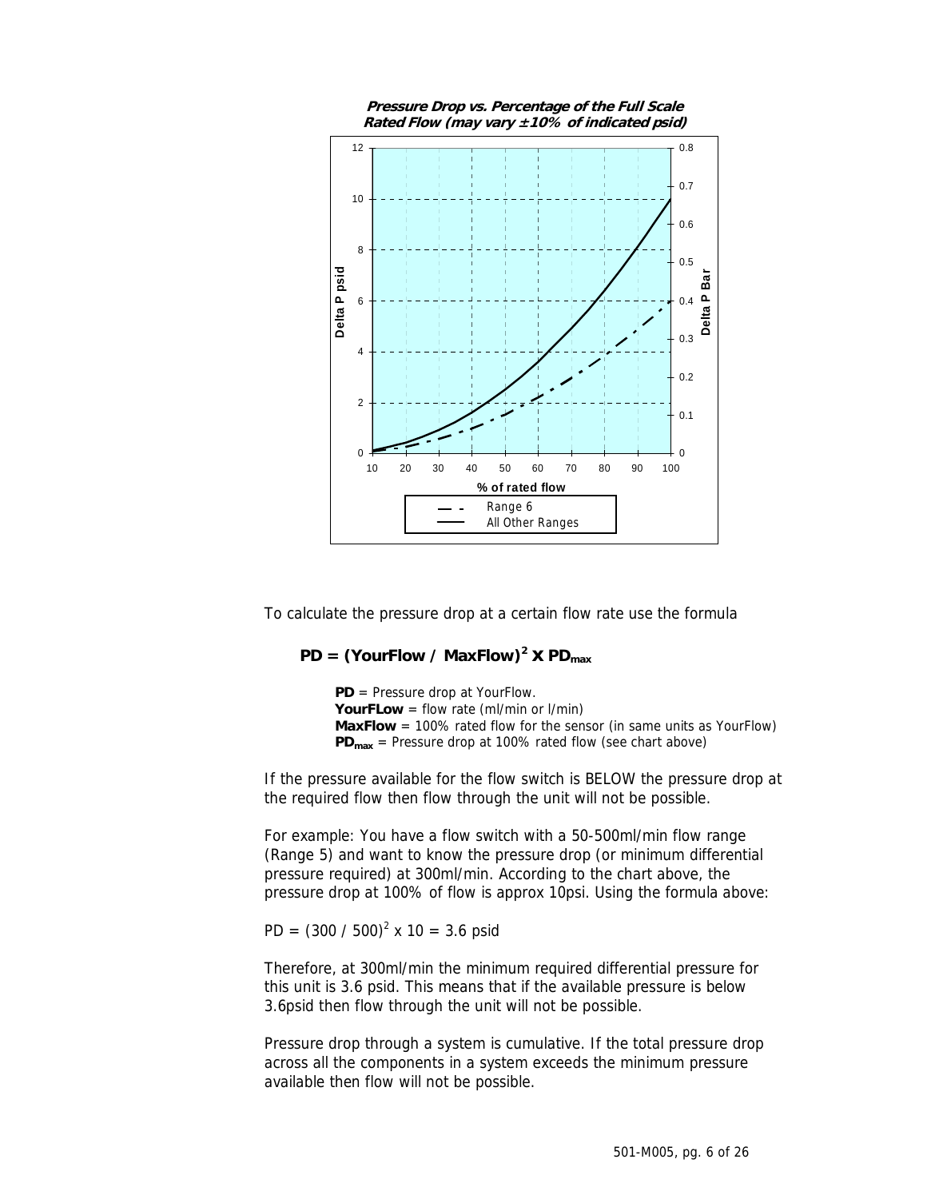**Pressure Drop vs. Percentage of the Full Scale Rated Flow (may vary ±10% of indicated psid)**

To calculate the pressure drop at a certain flow rate use the formula

$$PD = (YourFlow \ / \ MaxFlow)^2 \ X \ PD_{max}$$

**PD** = Pressure drop at YourFlow.
**YourFLow** = flow rate (ml/min or l/min)
**MaxFlow** = 100% rated flow for the sensor (in same units as YourFlow)
$PD_{max}$ = Pressure drop at 100% rated flow (see chart above)

If the pressure available for the flow switch is BELOW the pressure drop at the required flow then flow through the unit will not be possible.

For example: You have a flow switch with a 50-500ml/min flow range (Range 5) and want to know the pressure drop (or minimum differential pressure required) at 300ml/min. According to the chart above, the pressure drop at 100% of flow is approx 10psi. Using the formula above:

$PD = (300 / 500)^2 \times 10 = 3.6$ psid

Therefore, at 300ml/min the minimum required differential pressure for this unit is 3.6 psid. This means that if the available pressure is below 3.6psid then flow through the unit will not be possible.

Pressure drop through a system is cumulative. If the total pressure drop across all the components in a system exceeds the minimum pressure available then flow will not be possible.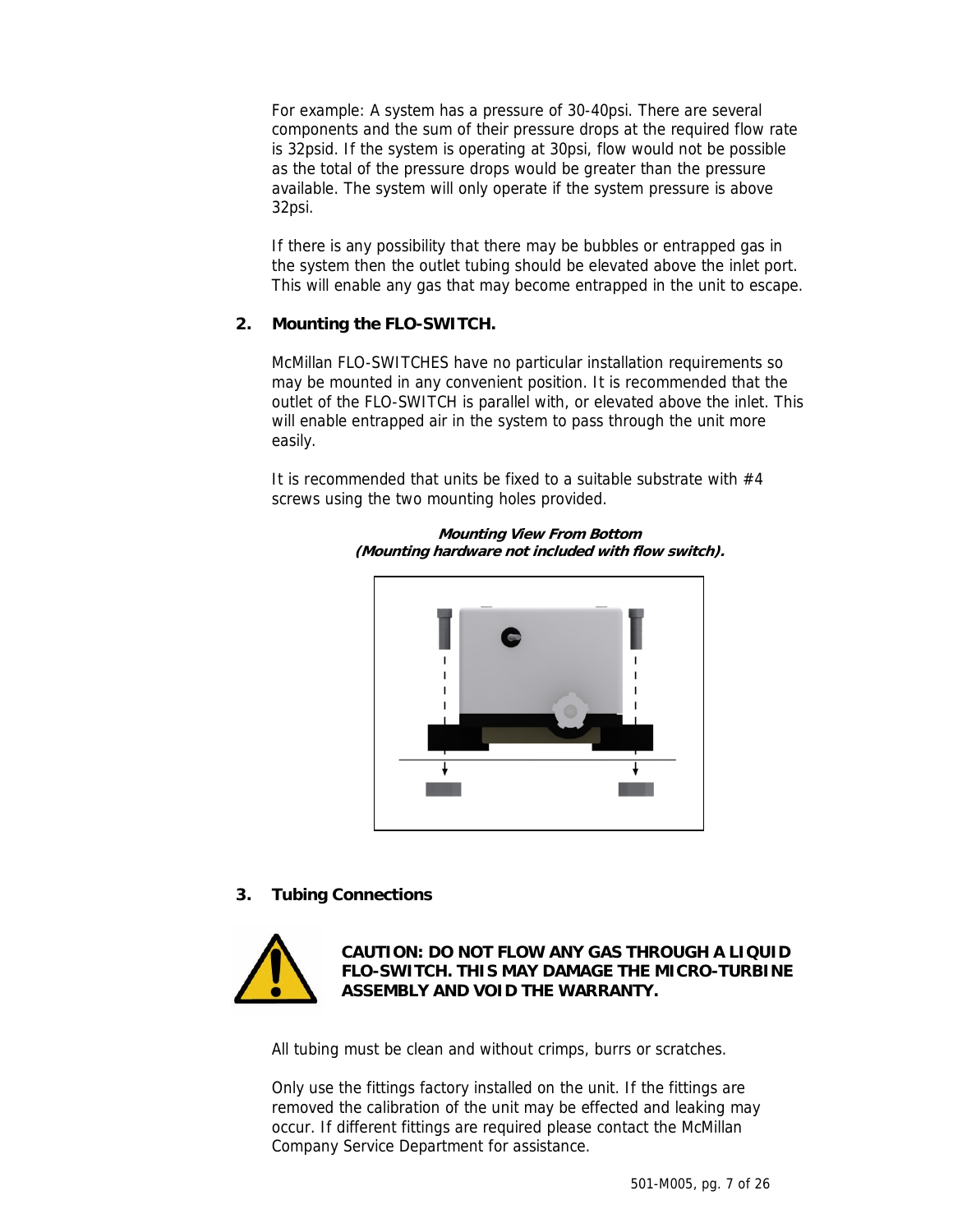For example: A system has a pressure of 30-40psi. There are several components and the sum of their pressure drops at the required flow rate is 32psid. If the system is operating at 30psi, flow would not be possible as the total of the pressure drops would be greater than the pressure available. The system will only operate if the system pressure is above 32psi.

If there is any possibility that there may be bubbles or entrapped gas in the system then the outlet tubing should be elevated above the inlet port. This will enable any gas that may become entrapped in the unit to escape.

## 2. Mounting the FLO-SWITCH.

McMillan FLO-SWITCHES have no particular installation requirements so may be mounted in any convenient position. It is recommended that the outlet of the FLO-SWITCH is parallel with, or elevated above the inlet. This will enable entrapped air in the system to pass through the unit more easily.

It is recommended that units be fixed to a suitable substrate with #4 screws using the two mounting holes provided.

***Mounting View From Bottom***
***(Mounting hardware not included with flow switch).***

## 3. Tubing Connections

**CAUTION: DO NOT FLOW ANY GAS THROUGH A LIQUID FLO-SWITCH. THIS MAY DAMAGE THE MICRO-TURBINE ASSEMBLY AND VOID THE WARRANTY.**

All tubing must be clean and without crimps, burrs or scratches.

Only use the fittings factory installed on the unit. If the fittings are removed the calibration of the unit may be effected and leaking may occur. If different fittings are required please contact the McMillan Company Service Department for assistance.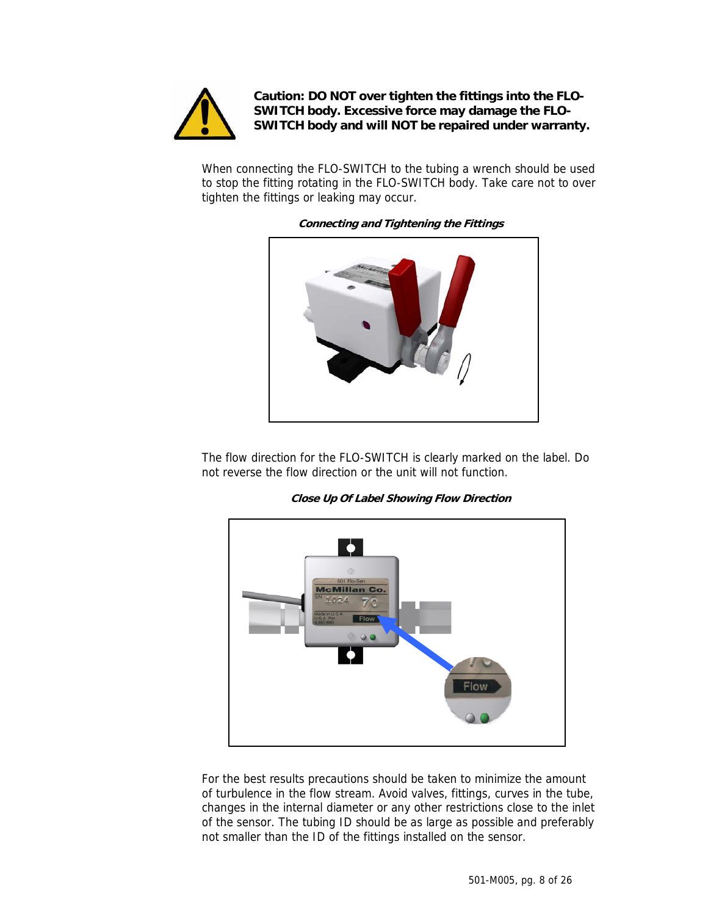**Caution: DO NOT over tighten the fittings into the FLO-SWITCH body. Excessive force may damage the FLO-SWITCH body and will NOT be repaired under warranty.**

When connecting the FLO-SWITCH to the tubing a wrench should be used to stop the fitting rotating in the FLO-SWITCH body. Take care not to over tighten the fittings or leaking may occur.

***Connecting and Tightening the Fittings***

The flow direction for the FLO-SWITCH is clearly marked on the label. Do not reverse the flow direction or the unit will not function.

***Close Up Of Label Showing Flow Direction***

For the best results precautions should be taken to minimize the amount of turbulence in the flow stream. Avoid valves, fittings, curves in the tube, changes in the internal diameter or any other restrictions close to the inlet of the sensor. The tubing ID should be as large as possible and preferably not smaller than the ID of the fittings installed on the sensor.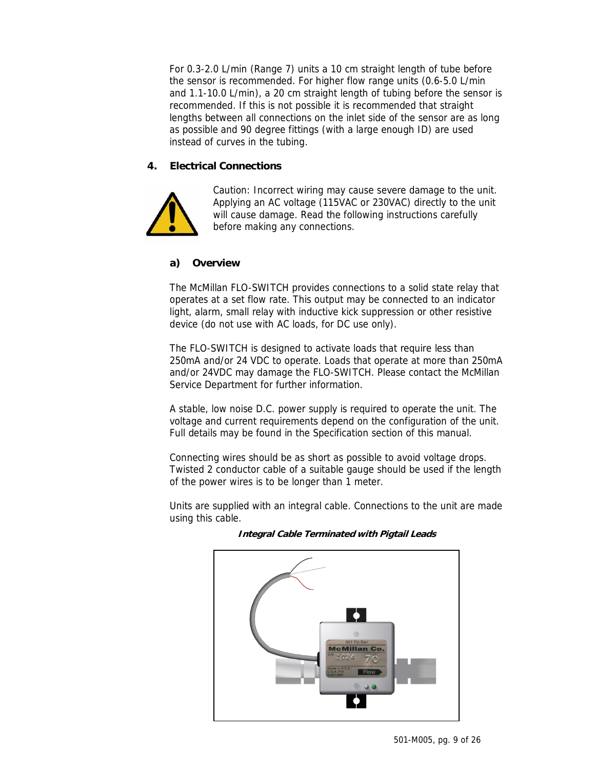For 0.3-2.0 L/min (Range 7) units a 10 cm straight length of tube before the sensor is recommended. For higher flow range units (0.6-5.0 L/min and 1.1-10.0 L/min), a 20 cm straight length of tubing before the sensor is recommended. If this is not possible it is recommended that straight lengths between all connections on the inlet side of the sensor are as long as possible and 90 degree fittings (with a large enough ID) are used instead of curves in the tubing.

## 4. Electrical Connections

Caution: Incorrect wiring may cause severe damage to the unit. Applying an AC voltage (115VAC or 230VAC) directly to the unit will cause damage. Read the following instructions carefully before making any connections.

### a) Overview

The McMillan FLO-SWITCH provides connections to a solid state relay that operates at a set flow rate. This output may be connected to an indicator light, alarm, small relay with inductive kick suppression or other resistive device (do not use with AC loads, for DC use only).

The FLO-SWITCH is designed to activate loads that require less than 250mA and/or 24 VDC to operate. Loads that operate at more than 250mA and/or 24VDC may damage the FLO-SWITCH. Please contact the McMillan Service Department for further information.

A stable, low noise D.C. power supply is required to operate the unit. The voltage and current requirements depend on the configuration of the unit. Full details may be found in the Specification section of this manual.

Connecting wires should be as short as possible to avoid voltage drops. Twisted 2 conductor cable of a suitable gauge should be used if the length of the power wires is to be longer than 1 meter.

Units are supplied with an integral cable. Connections to the unit are made using this cable.

***Integral Cable Terminated with Pigtail Leads***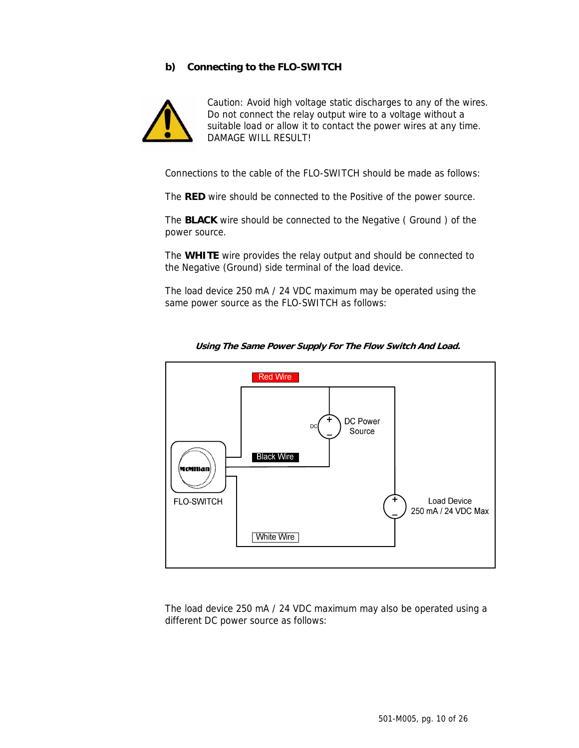### b) Connecting to the FLO-SWITCH

Caution: Avoid high voltage static discharges to any of the wires. Do not connect the relay output wire to a voltage without a suitable load or allow it to contact the power wires at any time. DAMAGE WILL RESULT!

Connections to the cable of the FLO-SWITCH should be made as follows:

The **RED** wire should be connected to the Positive of the power source.

The **BLACK** wire should be connected to the Negative ( Ground ) of the power source.

The **WHITE** wire provides the relay output and should be connected to the Negative (Ground) side terminal of the load device.

The load device 250 mA / 24 VDC maximum may be operated using the same power source as the FLO-SWITCH as follows:

***Using The Same Power Supply For The Flow Switch And Load.***

Red Wire

DC Power Source

Black Wire

FLO-SWITCH

Load Device 250 mA / 24 VDC Max

White Wire

The load device 250 mA / 24 VDC maximum may also be operated using a different DC power source as follows: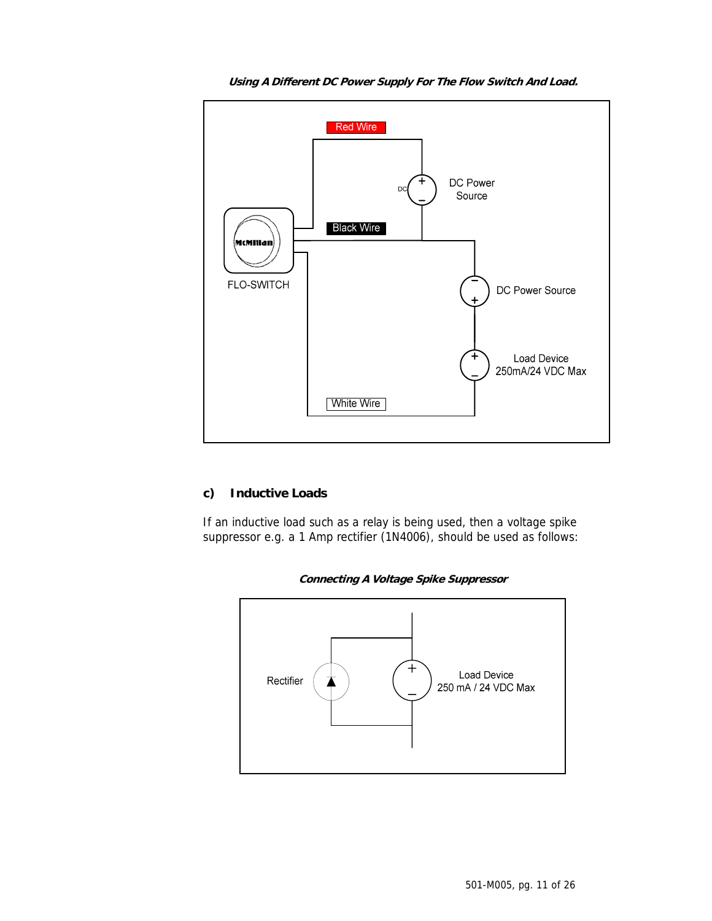***Using A Different DC Power Supply For The Flow Switch And Load.***

Red Wire

DC Power Source

Black Wire

FLO-SWITCH

DC Power Source

Load Device
250mA/24 VDC Max

White Wire

### c) Inductive Loads

If an inductive load such as a relay is being used, then a voltage spike suppressor e.g. a 1 Amp rectifier (1N4006), should be used as follows:

***Connecting A Voltage Spike Suppressor***

Rectifier

Load Device
250 mA / 24 VDC Max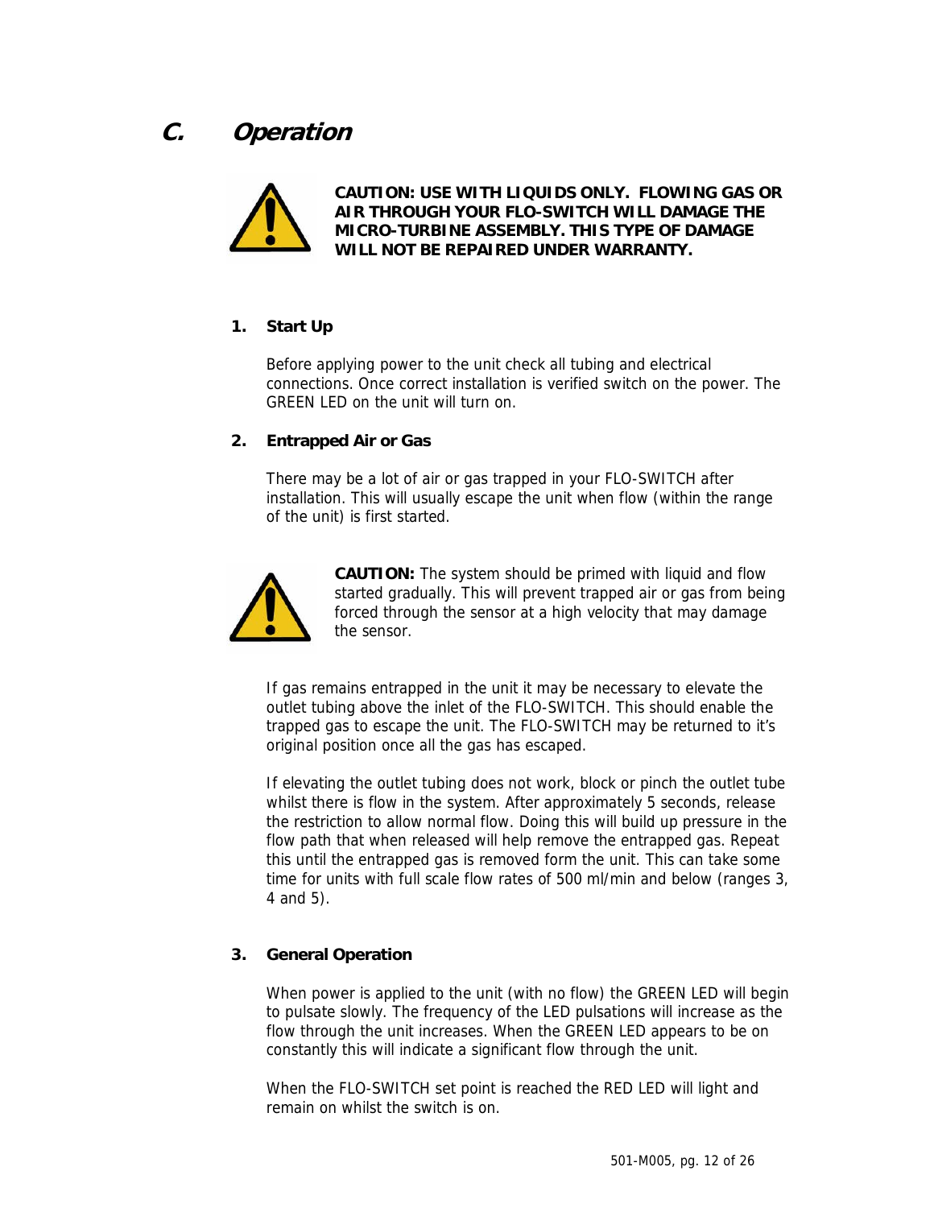## C. Operation

**CAUTION: USE WITH LIQUIDS ONLY. FLOWING GAS OR AIR THROUGH YOUR FLO-SWITCH WILL DAMAGE THE MICRO-TURBINE ASSEMBLY. THIS TYPE OF DAMAGE WILL NOT BE REPAIRED UNDER WARRANTY.**

### 1. Start Up

Before applying power to the unit check all tubing and electrical connections. Once correct installation is verified switch on the power. The GREEN LED on the unit will turn on.

### 2. Entrapped Air or Gas

There may be a lot of air or gas trapped in your FLO-SWITCH after installation. This will usually escape the unit when flow (within the range of the unit) is first started.

**CAUTION:** The system should be primed with liquid and flow started gradually. This will prevent trapped air or gas from being forced through the sensor at a high velocity that may damage the sensor.

If gas remains entrapped in the unit it may be necessary to elevate the outlet tubing above the inlet of the FLO-SWITCH. This should enable the trapped gas to escape the unit. The FLO-SWITCH may be returned to it's original position once all the gas has escaped.

If elevating the outlet tubing does not work, block or pinch the outlet tube whilst there is flow in the system. After approximately 5 seconds, release the restriction to allow normal flow. Doing this will build up pressure in the flow path that when released will help remove the entrapped gas. Repeat this until the entrapped gas is removed form the unit. This can take some time for units with full scale flow rates of 500 ml/min and below (ranges 3, 4 and 5).

### 3. General Operation

When power is applied to the unit (with no flow) the GREEN LED will begin to pulsate slowly. The frequency of the LED pulsations will increase as the flow through the unit increases. When the GREEN LED appears to be on constantly this will indicate a significant flow through the unit.

When the FLO-SWITCH set point is reached the RED LED will light and remain on whilst the switch is on.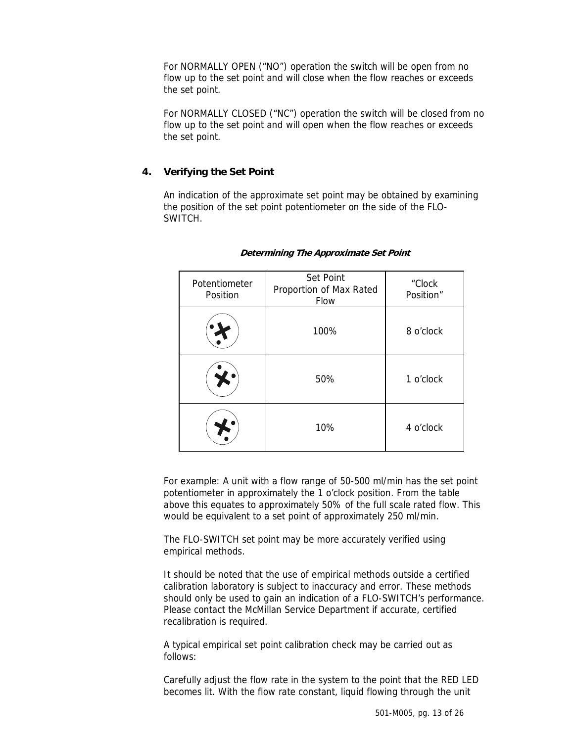For NORMALLY OPEN (“NO”) operation the switch will be open from no flow up to the set point and will close when the flow reaches or exceeds the set point.

For NORMALLY CLOSED (“NC”) operation the switch will be closed from no flow up to the set point and will open when the flow reaches or exceeds the set point.

## 4. Verifying the Set Point

An indication of the approximate set point may be obtained by examining the position of the set point potentiometer on the side of the FLO-SWITCH.

***Determining The Approximate Set Point***

| Potentiometer Position | Set Point Proportion of Max Rated Flow | “Clock Position” |
|---|---|---|
| | 100% | 8 o’clock |
| | 50% | 1 o’clock |
| | 10% | 4 o’clock |

For example: A unit with a flow range of 50-500 ml/min has the set point potentiometer in approximately the 1 o’clock position. From the table above this equates to approximately 50% of the full scale rated flow. This would be equivalent to a set point of approximately 250 ml/min.

The FLO-SWITCH set point may be more accurately verified using empirical methods.

It should be noted that the use of empirical methods outside a certified calibration laboratory is subject to inaccuracy and error. These methods should only be used to gain an indication of a FLO-SWITCH’s performance. Please contact the McMillan Service Department if accurate, certified recalibration is required.

A typical empirical set point calibration check may be carried out as follows:

Carefully adjust the flow rate in the system to the point that the RED LED becomes lit. With the flow rate constant, liquid flowing through the unit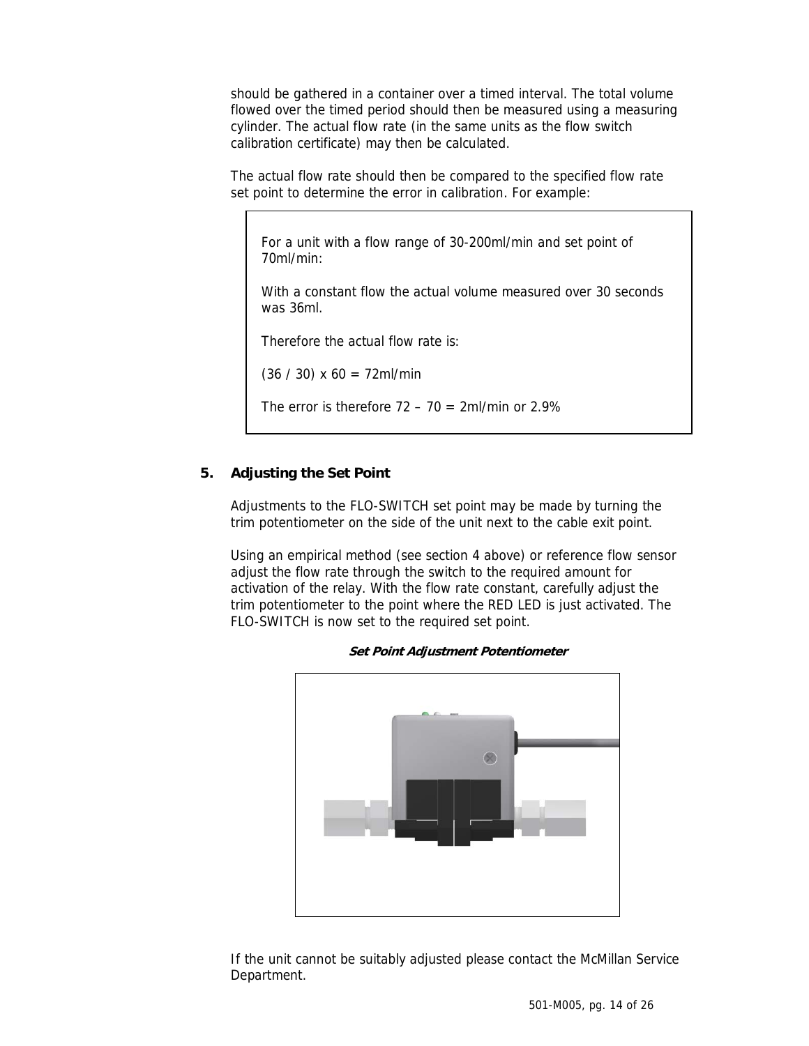should be gathered in a container over a timed interval. The total volume flowed over the timed period should then be measured using a measuring cylinder. The actual flow rate (in the same units as the flow switch calibration certificate) may then be calculated.

The actual flow rate should then be compared to the specified flow rate set point to determine the error in calibration. For example:

> For a unit with a flow range of 30-200ml/min and set point of 70ml/min:
>
> With a constant flow the actual volume measured over 30 seconds was 36ml.
>
> Therefore the actual flow rate is:
>
> $(36 / 30) \times 60 = 72$ml/min
>
> The error is therefore $72 - 70 = 2$ml/min or 2.9%

## 5. Adjusting the Set Point

Adjustments to the FLO-SWITCH set point may be made by turning the trim potentiometer on the side of the unit next to the cable exit point.

Using an empirical method (see section 4 above) or reference flow sensor adjust the flow rate through the switch to the required amount for activation of the relay. With the flow rate constant, carefully adjust the trim potentiometer to the point where the RED LED is just activated. The FLO-SWITCH is now set to the required set point.

***Set Point Adjustment Potentiometer***

If the unit cannot be suitably adjusted please contact the McMillan Service Department.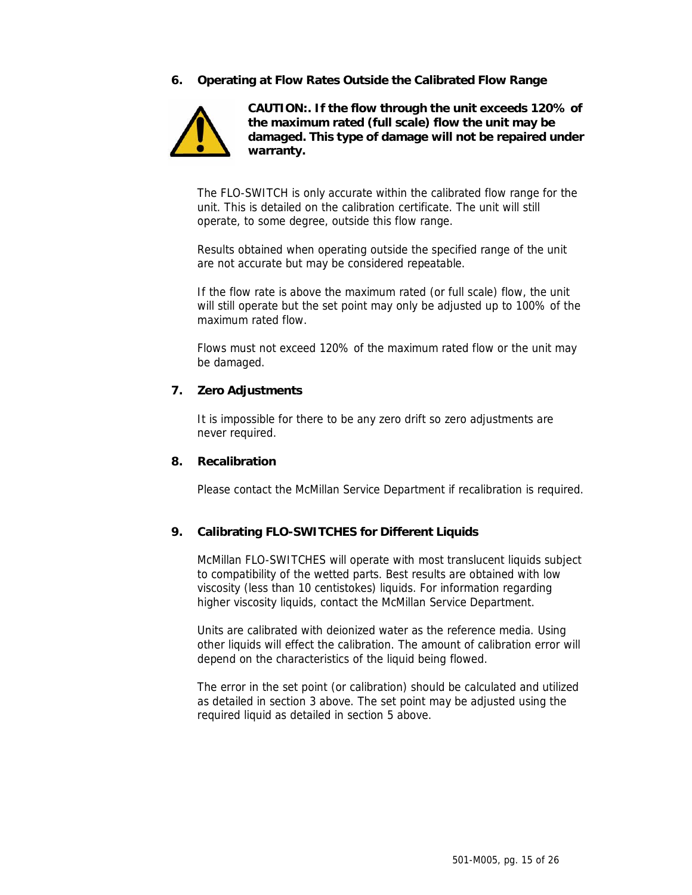## 6. Operating at Flow Rates Outside the Calibrated Flow Range

**CAUTION:. If the flow through the unit exceeds 120% of the maximum rated (full scale) flow the unit may be damaged. This type of damage will not be repaired under warranty.**

The FLO-SWITCH is only accurate within the calibrated flow range for the unit. This is detailed on the calibration certificate. The unit will still operate, to some degree, outside this flow range.

Results obtained when operating outside the specified range of the unit are not accurate but may be considered repeatable.

If the flow rate is above the maximum rated (or full scale) flow, the unit will still operate but the set point may only be adjusted up to 100% of the maximum rated flow.

Flows must not exceed 120% of the maximum rated flow or the unit may be damaged.

## 7. Zero Adjustments

It is impossible for there to be any zero drift so zero adjustments are never required.

## 8. Recalibration

Please contact the McMillan Service Department if recalibration is required.

## 9. Calibrating FLO-SWITCHES for Different Liquids

McMillan FLO-SWITCHES will operate with most translucent liquids subject to compatibility of the wetted parts. Best results are obtained with low viscosity (less than 10 centistokes) liquids. For information regarding higher viscosity liquids, contact the McMillan Service Department.

Units are calibrated with deionized water as the reference media. Using other liquids will effect the calibration. The amount of calibration error will depend on the characteristics of the liquid being flowed.

The error in the set point (or calibration) should be calculated and utilized as detailed in section 3 above. The set point may be adjusted using the required liquid as detailed in section 5 above.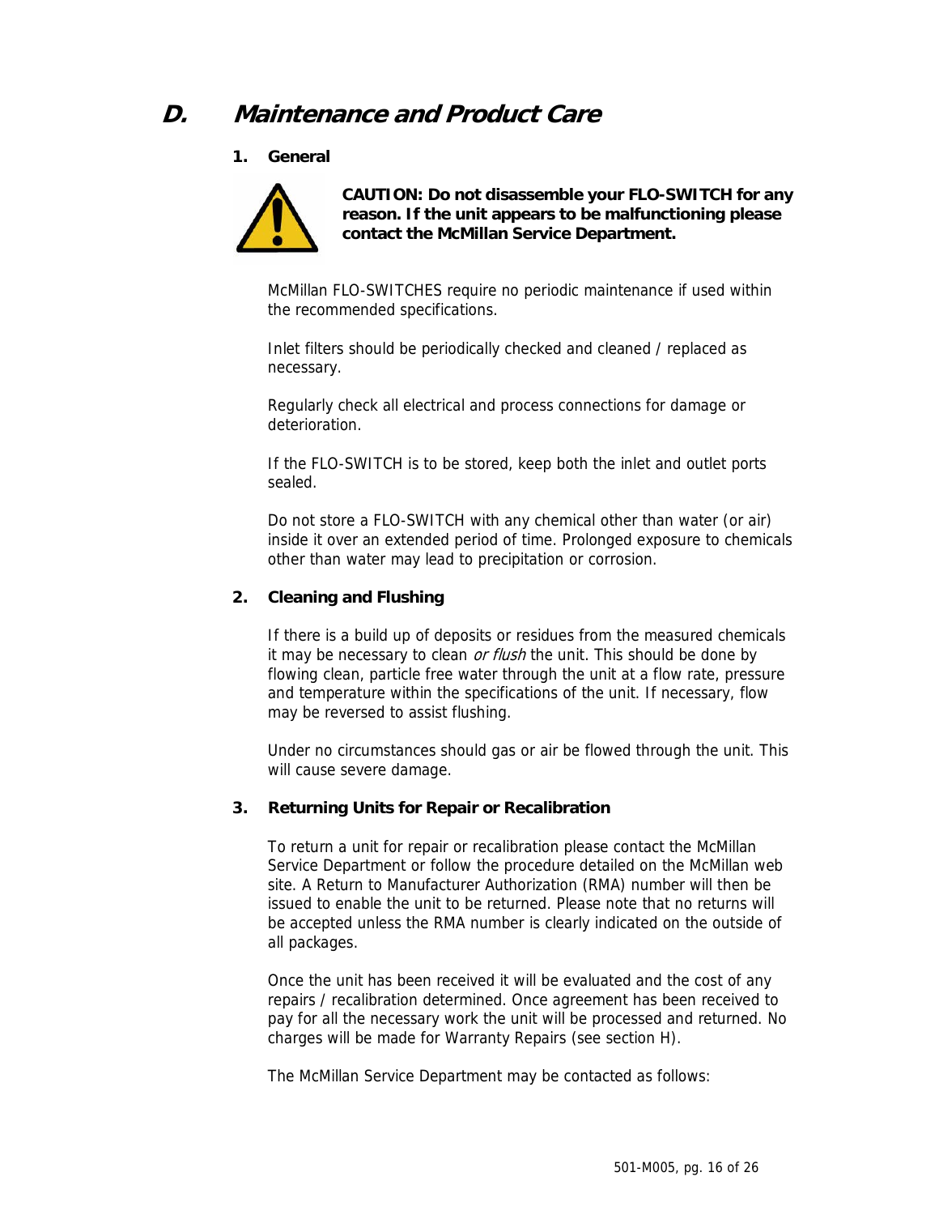## D. Maintenance and Product Care

### 1. General

**CAUTION: Do not disassemble your FLO-SWITCH for any reason. If the unit appears to be malfunctioning please contact the McMillan Service Department.**

McMillan FLO-SWITCHES require no periodic maintenance if used within the recommended specifications.

Inlet filters should be periodically checked and cleaned / replaced as necessary.

Regularly check all electrical and process connections for damage or deterioration.

If the FLO-SWITCH is to be stored, keep both the inlet and outlet ports sealed.

Do not store a FLO-SWITCH with any chemical other than water (or air) inside it over an extended period of time. Prolonged exposure to chemicals other than water may lead to precipitation or corrosion.

### 2. Cleaning and Flushing

If there is a build up of deposits or residues from the measured chemicals it may be necessary to clean *or flush* the unit. This should be done by flowing clean, particle free water through the unit at a flow rate, pressure and temperature within the specifications of the unit. If necessary, flow may be reversed to assist flushing.

Under no circumstances should gas or air be flowed through the unit. This will cause severe damage.

### 3. Returning Units for Repair or Recalibration

To return a unit for repair or recalibration please contact the McMillan Service Department or follow the procedure detailed on the McMillan web site. A Return to Manufacturer Authorization (RMA) number will then be issued to enable the unit to be returned. Please note that no returns will be accepted unless the RMA number is clearly indicated on the outside of all packages.

Once the unit has been received it will be evaluated and the cost of any repairs / recalibration determined. Once agreement has been received to pay for all the necessary work the unit will be processed and returned. No charges will be made for Warranty Repairs (see section H).

The McMillan Service Department may be contacted as follows: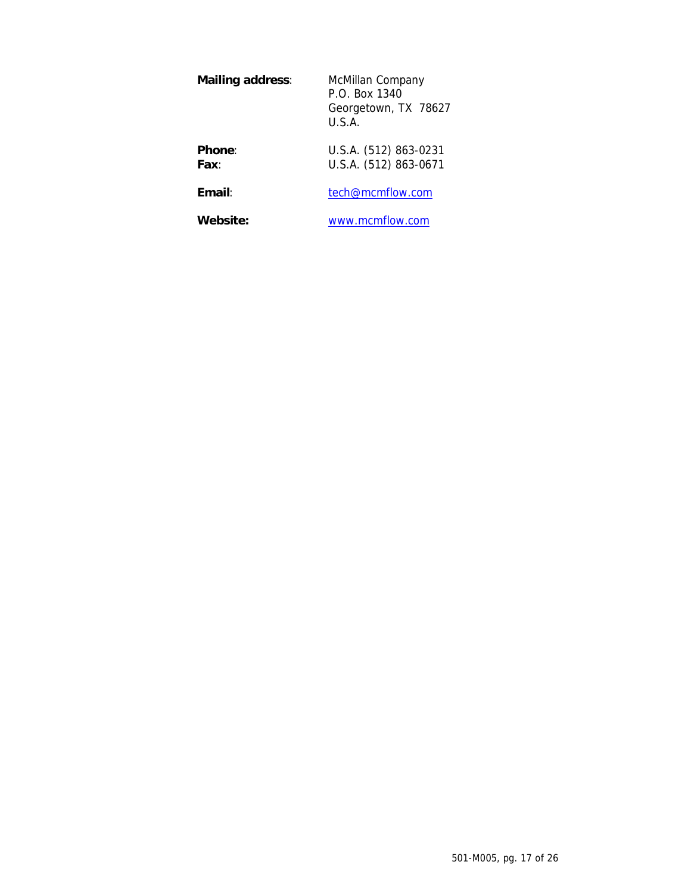**Mailing address**: McMillan Company
P.O. Box 1340
Georgetown, TX 78627
U.S.A.

**Phone**: U.S.A. (512) 863-0231
**Fax**: U.S.A. (512) 863-0671

**Email**: tech@mcmflow.com

**Website:** www.mcmflow.com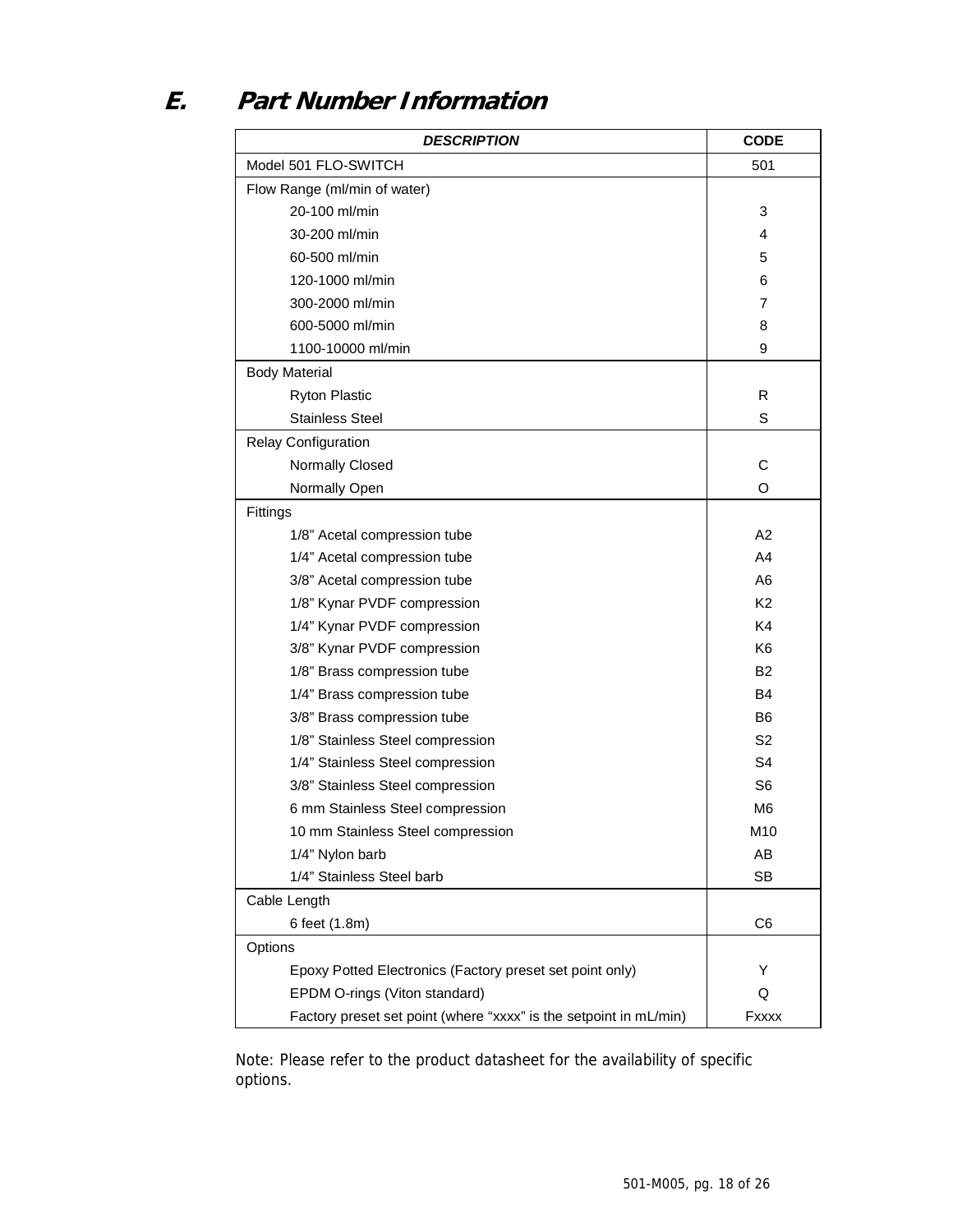## E. Part Number Information

| ***DESCRIPTION*** | **CODE** |
|---|---|
| Model 501 FLO-SWITCH | 501 |
| Flow Range (ml/min of water) | |
| 20-100 ml/min | 3 |
| 30-200 ml/min | 4 |
| 60-500 ml/min | 5 |
| 120-1000 ml/min | 6 |
| 300-2000 ml/min | 7 |
| 600-5000 ml/min | 8 |
| 1100-10000 ml/min | 9 |
| Body Material | |
| Ryton Plastic | R |
| Stainless Steel | S |
| Relay Configuration | |
| Normally Closed | C |
| Normally Open | O |
| Fittings | |
| 1/8" Acetal compression tube | A2 |
| 1/4" Acetal compression tube | A4 |
| 3/8" Acetal compression tube | A6 |
| 1/8" Kynar PVDF compression | K2 |
| 1/4" Kynar PVDF compression | K4 |
| 3/8" Kynar PVDF compression | K6 |
| 1/8" Brass compression tube | B2 |
| 1/4" Brass compression tube | B4 |
| 3/8" Brass compression tube | B6 |
| 1/8" Stainless Steel compression | S2 |
| 1/4" Stainless Steel compression | S4 |
| 3/8" Stainless Steel compression | S6 |
| 6 mm Stainless Steel compression | M6 |
| 10 mm Stainless Steel compression | M10 |
| 1/4" Nylon barb | AB |
| 1/4" Stainless Steel barb | SB |
| Cable Length | |
| 6 feet (1.8m) | C6 |
| Options | |
| Epoxy Potted Electronics (Factory preset set point only) | Y |
| EPDM O-rings (Viton standard) | Q |
| Factory preset set point (where "xxxx" is the setpoint in mL/min) | Fxxxx |

Note: Please refer to the product datasheet for the availability of specific options.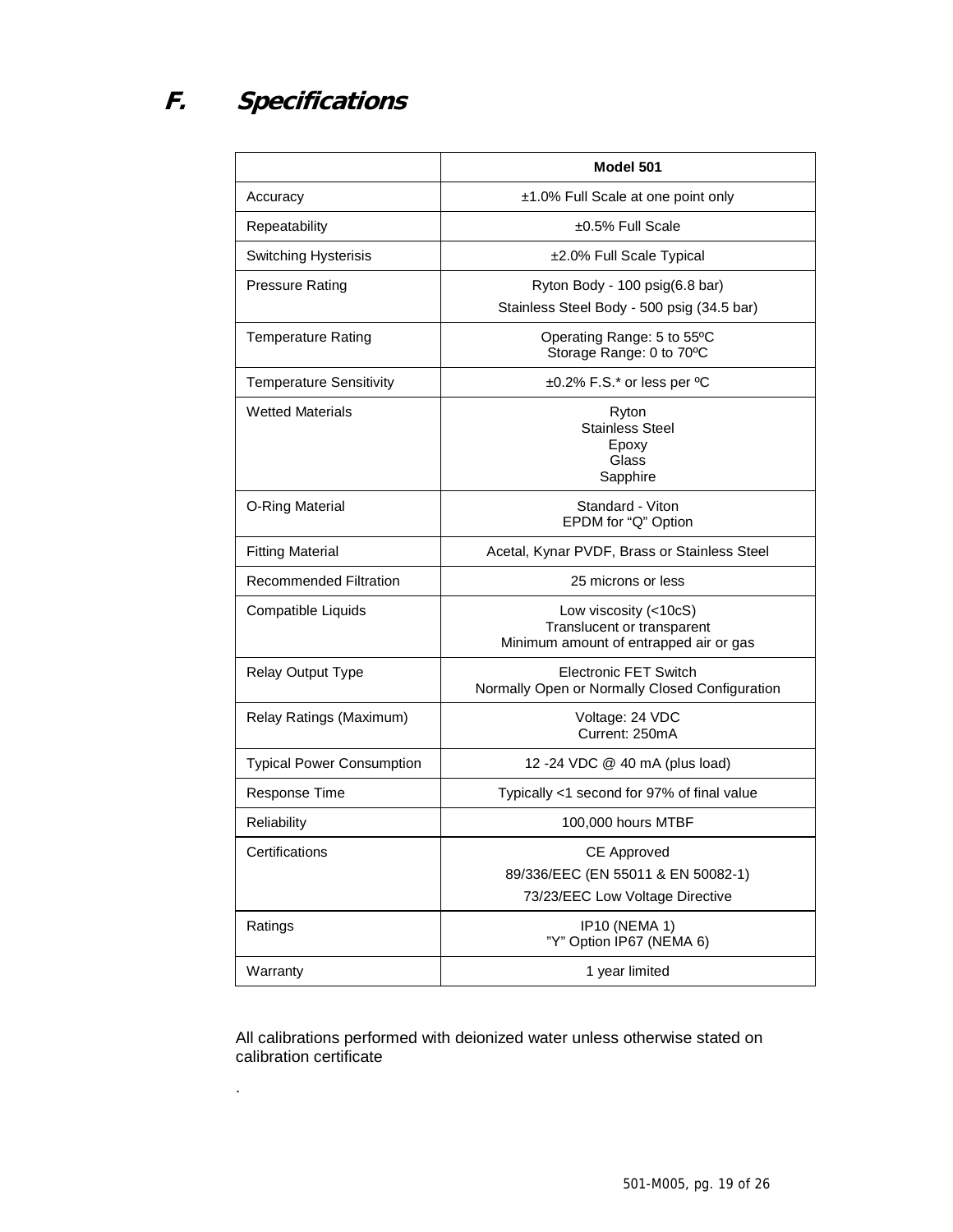# F. Specifications

| | Model 501 |
|---|---|
| Accuracy | ±1.0% Full Scale at one point only |
| Repeatability | ±0.5% Full Scale |
| Switching Hysterisis | ±2.0% Full Scale Typical |
| Pressure Rating | Ryton Body - 100 psig(6.8 bar)<br>Stainless Steel Body - 500 psig (34.5 bar) |
| Temperature Rating | Operating Range: 5 to 55ºC<br>Storage Range: 0 to 70ºC |
| Temperature Sensitivity | ±0.2% F.S.* or less per ºC |
| Wetted Materials | Ryton<br>Stainless Steel<br>Epoxy<br>Glass<br>Sapphire |
| O-Ring Material | Standard - Viton<br>EPDM for "Q" Option |
| Fitting Material | Acetal, Kynar PVDF, Brass or Stainless Steel |
| Recommended Filtration | 25 microns or less |
| Compatible Liquids | Low viscosity (<10cS)<br>Translucent or transparent<br>Minimum amount of entrapped air or gas |
| Relay Output Type | Electronic FET Switch<br>Normally Open or Normally Closed Configuration |
| Relay Ratings (Maximum) | Voltage: 24 VDC<br>Current: 250mA |
| Typical Power Consumption | 12 -24 VDC @ 40 mA (plus load) |
| Response Time | Typically <1 second for 97% of final value |
| Reliability | 100,000 hours MTBF |
| Certifications | CE Approved<br>89/336/EEC (EN 55011 & EN 50082-1)<br>73/23/EEC Low Voltage Directive |
| Ratings | IP10 (NEMA 1)<br>"Y" Option IP67 (NEMA 6) |
| Warranty | 1 year limited |

All calibrations performed with deionized water unless otherwise stated on calibration certificate

.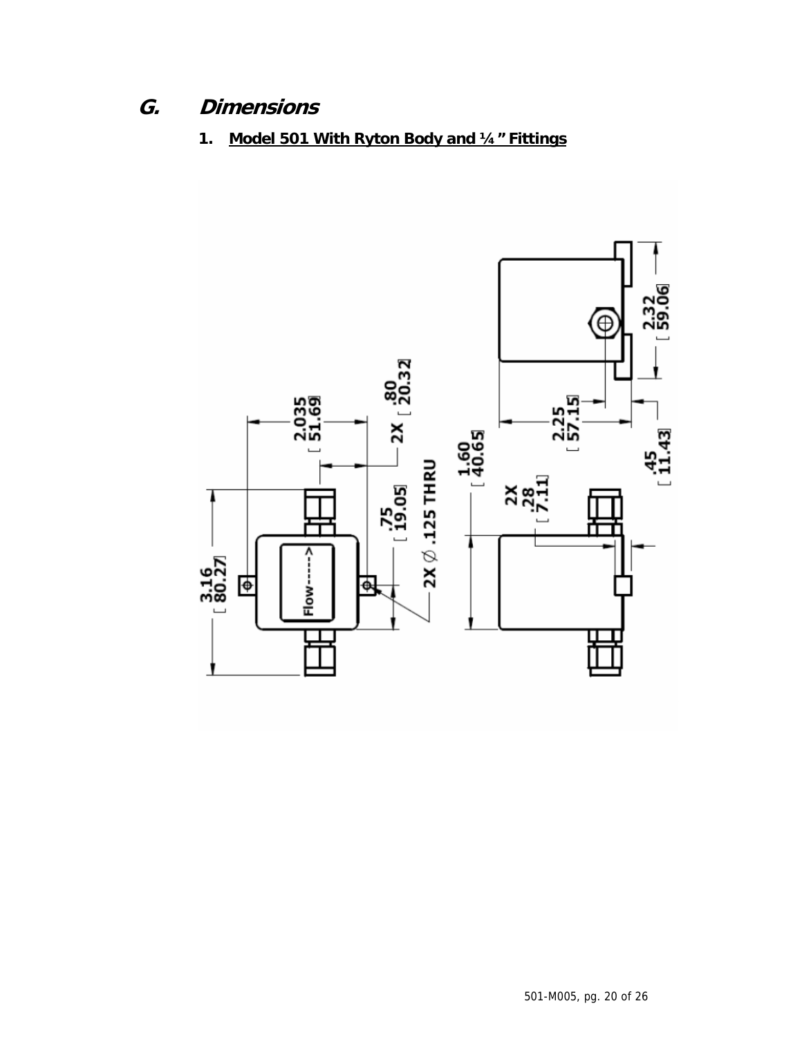## G. Dimensions

### 1. Model 501 With Ryton Body and ¼ ” Fittings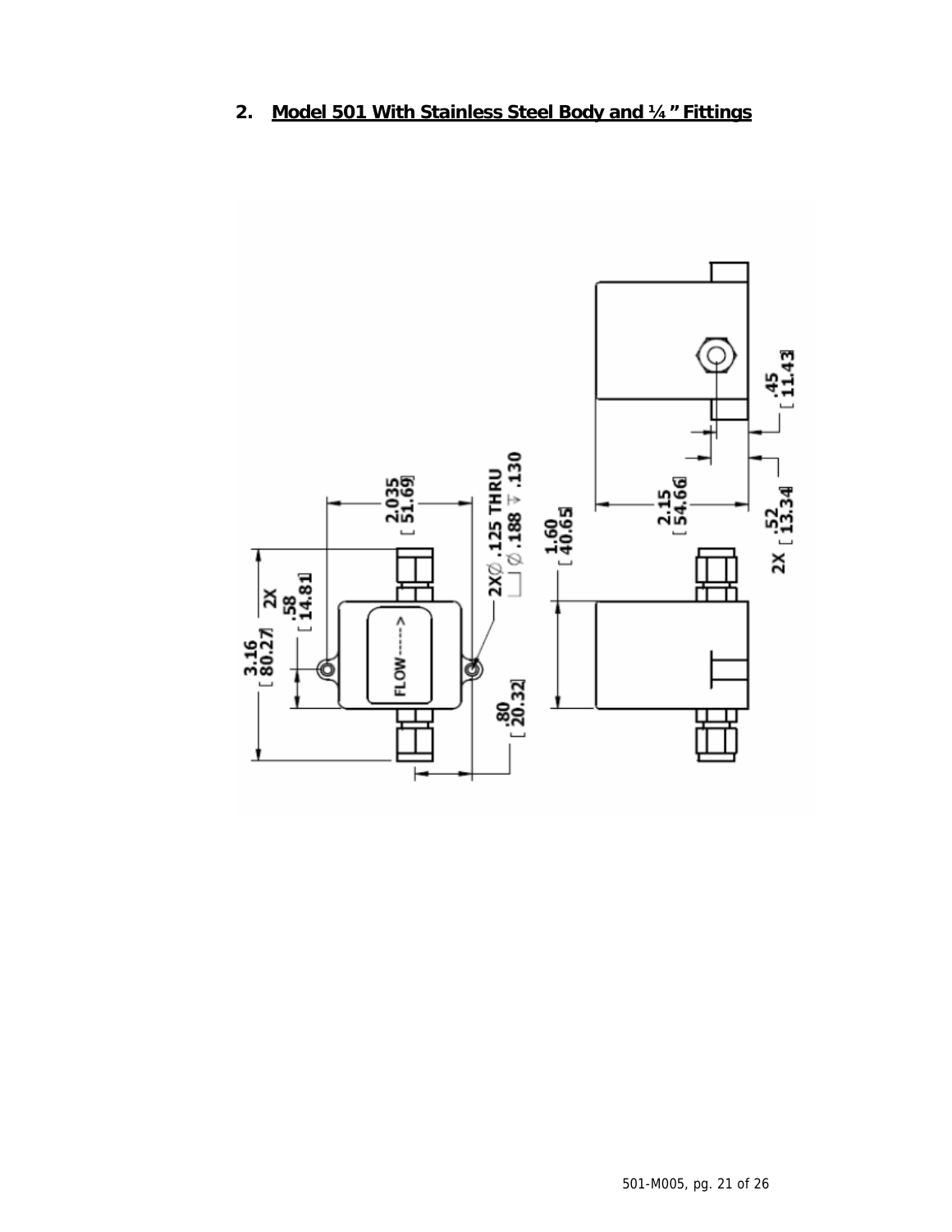## 2. Model 501 With Stainless Steel Body and ¼ " Fittings

3.16 [ 80.27]

2X .58 [ 14.81]

2.035 [ 51.69]

2X∅ .125 THRU
⌴ ∅ .188 ⧩ .130

FLOW ----->

.80 [ 20.32]

1.60 [ 40.65]

2.15 [ 54.66]

2X .52 [ 13.34]

.45 [ 11.43]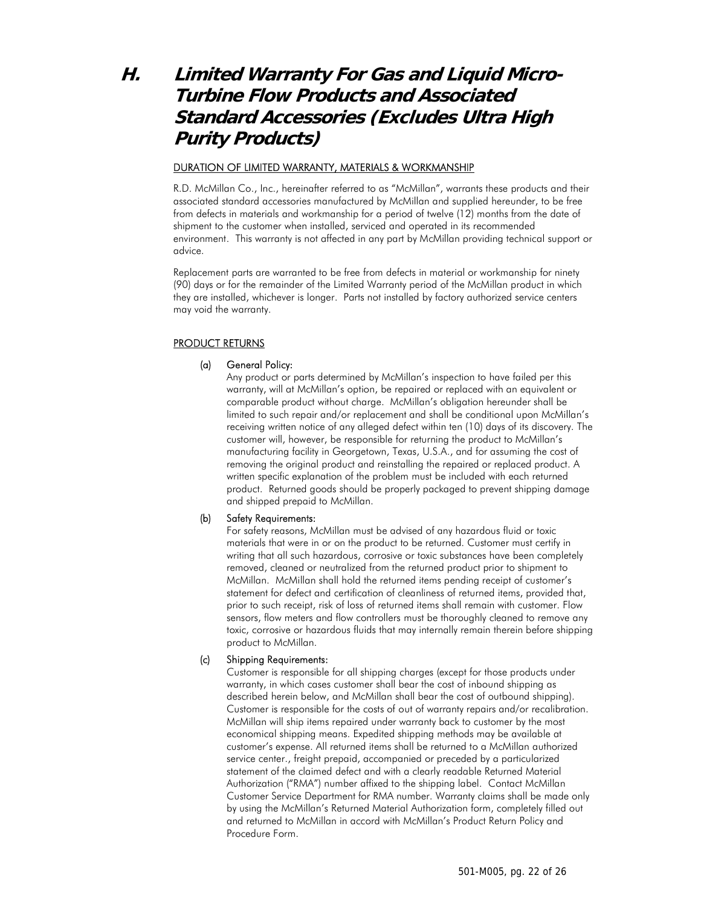# H. Limited Warranty For Gas and Liquid Micro-Turbine Flow Products and Associated Standard Accessories (Excludes Ultra High Purity Products)

DURATION OF LIMITED WARRANTY, MATERIALS & WORKMANSHIP

R.D. McMillan Co., Inc., hereinafter referred to as "McMillan", warrants these products and their associated standard accessories manufactured by McMillan and supplied hereunder, to be free from defects in materials and workmanship for a period of twelve (12) months from the date of shipment to the customer when installed, serviced and operated in its recommended environment. This warranty is not affected in any part by McMillan providing technical support or advice.

Replacement parts are warranted to be free from defects in material or workmanship for ninety (90) days or for the remainder of the Limited Warranty period of the McMillan product in which they are installed, whichever is longer. Parts not installed by factory authorized service centers may void the warranty.

PRODUCT RETURNS

**(a) General Policy:**
Any product or parts determined by McMillan's inspection to have failed per this warranty, will at McMillan's option, be repaired or replaced with an equivalent or comparable product without charge. McMillan's obligation hereunder shall be limited to such repair and/or replacement and shall be conditional upon McMillan's receiving written notice of any alleged defect within ten (10) days of its discovery. The customer will, however, be responsible for returning the product to McMillan's manufacturing facility in Georgetown, Texas, U.S.A., and for assuming the cost of removing the original product and reinstalling the repaired or replaced product. A written specific explanation of the problem must be included with each returned product. Returned goods should be properly packaged to prevent shipping damage and shipped prepaid to McMillan.

**(b) Safety Requirements:**
For safety reasons, McMillan must be advised of any hazardous fluid or toxic materials that were in or on the product to be returned. Customer must certify in writing that all such hazardous, corrosive or toxic substances have been completely removed, cleaned or neutralized from the returned product prior to shipment to McMillan. McMillan shall hold the returned items pending receipt of customer's statement for defect and certification of cleanliness of returned items, provided that, prior to such receipt, risk of loss of returned items shall remain with customer. Flow sensors, flow meters and flow controllers must be thoroughly cleaned to remove any toxic, corrosive or hazardous fluids that may internally remain therein before shipping product to McMillan.

**(c) Shipping Requirements:**
Customer is responsible for all shipping charges (except for those products under warranty, in which cases customer shall bear the cost of inbound shipping as described herein below, and McMillan shall bear the cost of outbound shipping). Customer is responsible for the costs of out of warranty repairs and/or recalibration. McMillan will ship items repaired under warranty back to customer by the most economical shipping means. Expedited shipping methods may be available at customer's expense. All returned items shall be returned to a McMillan authorized service center., freight prepaid, accompanied or preceded by a particularized statement of the claimed defect and with a clearly readable Returned Material Authorization ("RMA") number affixed to the shipping label. Contact McMillan Customer Service Department for RMA number. Warranty claims shall be made only by using the McMillan's Returned Material Authorization form, completely filled out and returned to McMillan in accord with McMillan's Product Return Policy and Procedure Form.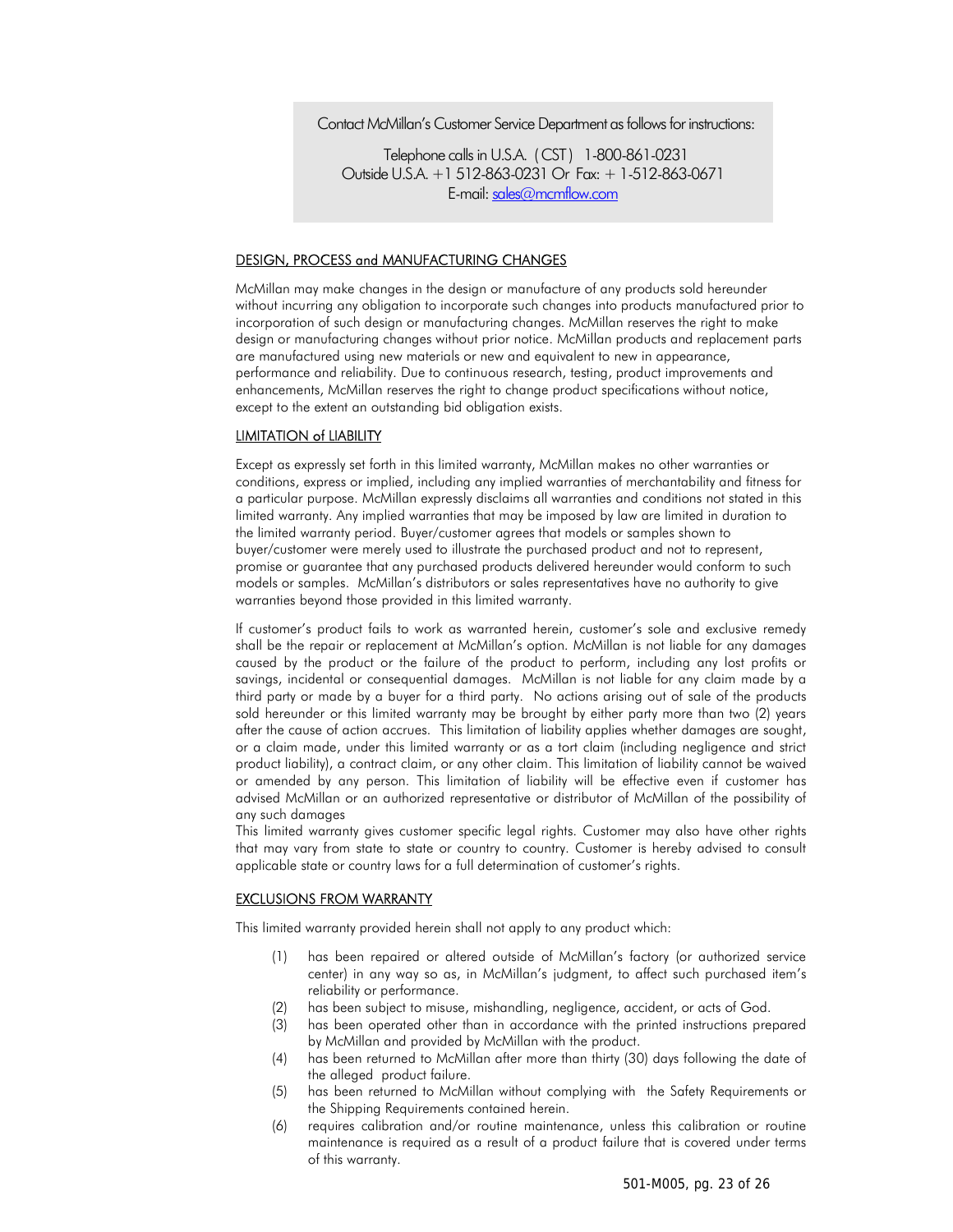Contact McMillan's Customer Service Department as follows for instructions:

Telephone calls in U.S.A. ( CST ) 1-800-861-0231
Outside U.S.A. +1 512-863-0231 Or Fax: + 1-512-863-0671
E-mail: sales@mcmflow.com

## DESIGN, PROCESS and MANUFACTURING CHANGES

McMillan may make changes in the design or manufacture of any products sold hereunder without incurring any obligation to incorporate such changes into products manufactured prior to incorporation of such design or manufacturing changes. McMillan reserves the right to make design or manufacturing changes without prior notice. McMillan products and replacement parts are manufactured using new materials or new and equivalent to new in appearance, performance and reliability. Due to continuous research, testing, product improvements and enhancements, McMillan reserves the right to change product specifications without notice, except to the extent an outstanding bid obligation exists.

## LIMITATION of LIABILITY

Except as expressly set forth in this limited warranty, McMillan makes no other warranties or conditions, express or implied, including any implied warranties of merchantability and fitness for a particular purpose. McMillan expressly disclaims all warranties and conditions not stated in this limited warranty. Any implied warranties that may be imposed by law are limited in duration to the limited warranty period. Buyer/customer agrees that models or samples shown to buyer/customer were merely used to illustrate the purchased product and not to represent, promise or guarantee that any purchased products delivered hereunder would conform to such models or samples. McMillan's distributors or sales representatives have no authority to give warranties beyond those provided in this limited warranty.

If customer's product fails to work as warranted herein, customer's sole and exclusive remedy shall be the repair or replacement at McMillan's option. McMillan is not liable for any damages caused by the product or the failure of the product to perform, including any lost profits or savings, incidental or consequential damages. McMillan is not liable for any claim made by a third party or made by a buyer for a third party. No actions arising out of sale of the products sold hereunder or this limited warranty may be brought by either party more than two (2) years after the cause of action accrues. This limitation of liability applies whether damages are sought, or a claim made, under this limited warranty or as a tort claim (including negligence and strict product liability), a contract claim, or any other claim. This limitation of liability cannot be waived or amended by any person. This limitation of liability will be effective even if customer has advised McMillan or an authorized representative or distributor of McMillan of the possibility of any such damages
This limited warranty gives customer specific legal rights. Customer may also have other rights that may vary from state to state or country to country. Customer is hereby advised to consult applicable state or country laws for a full determination of customer's rights.

## EXCLUSIONS FROM WARRANTY

This limited warranty provided herein shall not apply to any product which:

(1) has been repaired or altered outside of McMillan's factory (or authorized service center) in any way so as, in McMillan's judgment, to affect such purchased item's reliability or performance.
(2) has been subject to misuse, mishandling, negligence, accident, or acts of God.
(3) has been operated other than in accordance with the printed instructions prepared by McMillan and provided by McMillan with the product.
(4) has been returned to McMillan after more than thirty (30) days following the date of the alleged product failure.
(5) has been returned to McMillan without complying with the Safety Requirements or the Shipping Requirements contained herein.
(6) requires calibration and/or routine maintenance, unless this calibration or routine maintenance is required as a result of a product failure that is covered under terms of this warranty.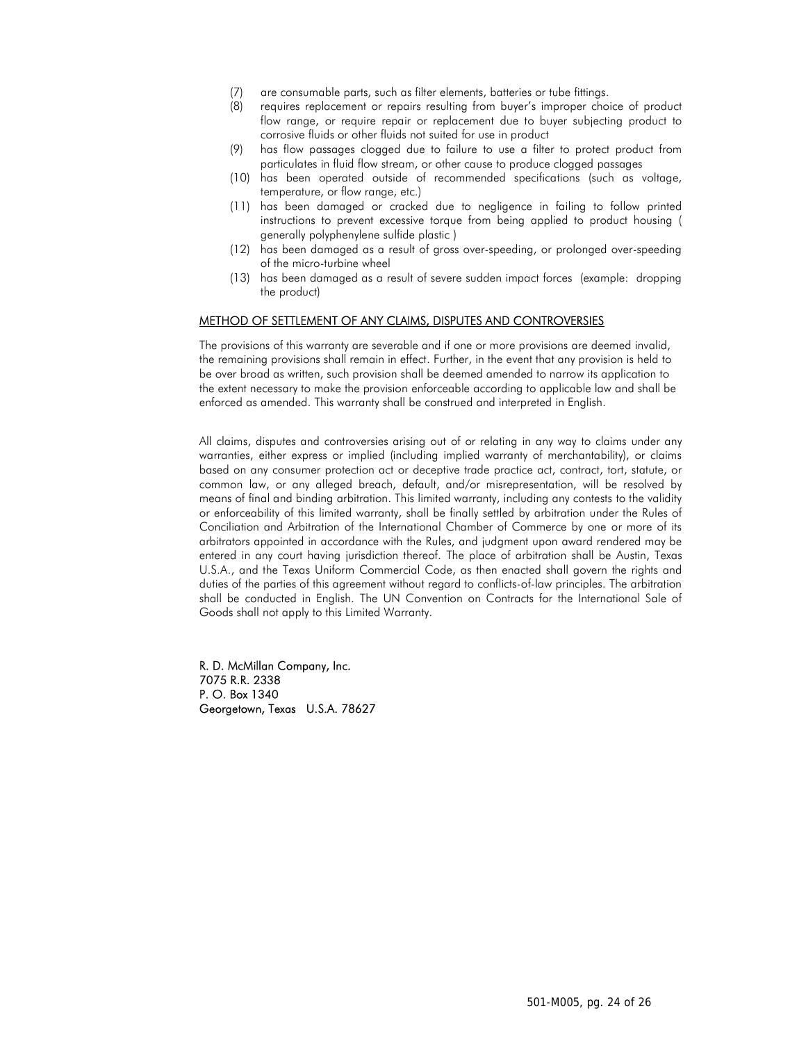(7) are consumable parts, such as filter elements, batteries or tube fittings.

(8) requires replacement or repairs resulting from buyer's improper choice of product flow range, or require repair or replacement due to buyer subjecting product to corrosive fluids or other fluids not suited for use in product

(9) has flow passages clogged due to failure to use a filter to protect product from particulates in fluid flow stream, or other cause to produce clogged passages

(10) has been operated outside of recommended specifications (such as voltage, temperature, or flow range, etc.)

(11) has been damaged or cracked due to negligence in failing to follow printed instructions to prevent excessive torque from being applied to product housing ( generally polyphenylene sulfide plastic )

(12) has been damaged as a result of gross over-speeding, or prolonged over-speeding of the micro-turbine wheel

(13) has been damaged as a result of severe sudden impact forces (example: dropping the product)

METHOD OF SETTLEMENT OF ANY CLAIMS, DISPUTES AND CONTROVERSIES

The provisions of this warranty are severable and if one or more provisions are deemed invalid, the remaining provisions shall remain in effect. Further, in the event that any provision is held to be over broad as written, such provision shall be deemed amended to narrow its application to the extent necessary to make the provision enforceable according to applicable law and shall be enforced as amended. This warranty shall be construed and interpreted in English.

All claims, disputes and controversies arising out of or relating in any way to claims under any warranties, either express or implied (including implied warranty of merchantability), or claims based on any consumer protection act or deceptive trade practice act, contract, tort, statute, or common law, or any alleged breach, default, and/or misrepresentation, will be resolved by means of final and binding arbitration. This limited warranty, including any contests to the validity or enforceability of this limited warranty, shall be finally settled by arbitration under the Rules of Conciliation and Arbitration of the International Chamber of Commerce by one or more of its arbitrators appointed in accordance with the Rules, and judgment upon award rendered may be entered in any court having jurisdiction thereof. The place of arbitration shall be Austin, Texas U.S.A., and the Texas Uniform Commercial Code, as then enacted shall govern the rights and duties of the parties of this agreement without regard to conflicts-of-law principles. The arbitration shall be conducted in English. The UN Convention on Contracts for the International Sale of Goods shall not apply to this Limited Warranty.

R. D. McMillan Company, Inc.
7075 R.R. 2338
P. O. Box 1340
Georgetown, Texas U.S.A. 78627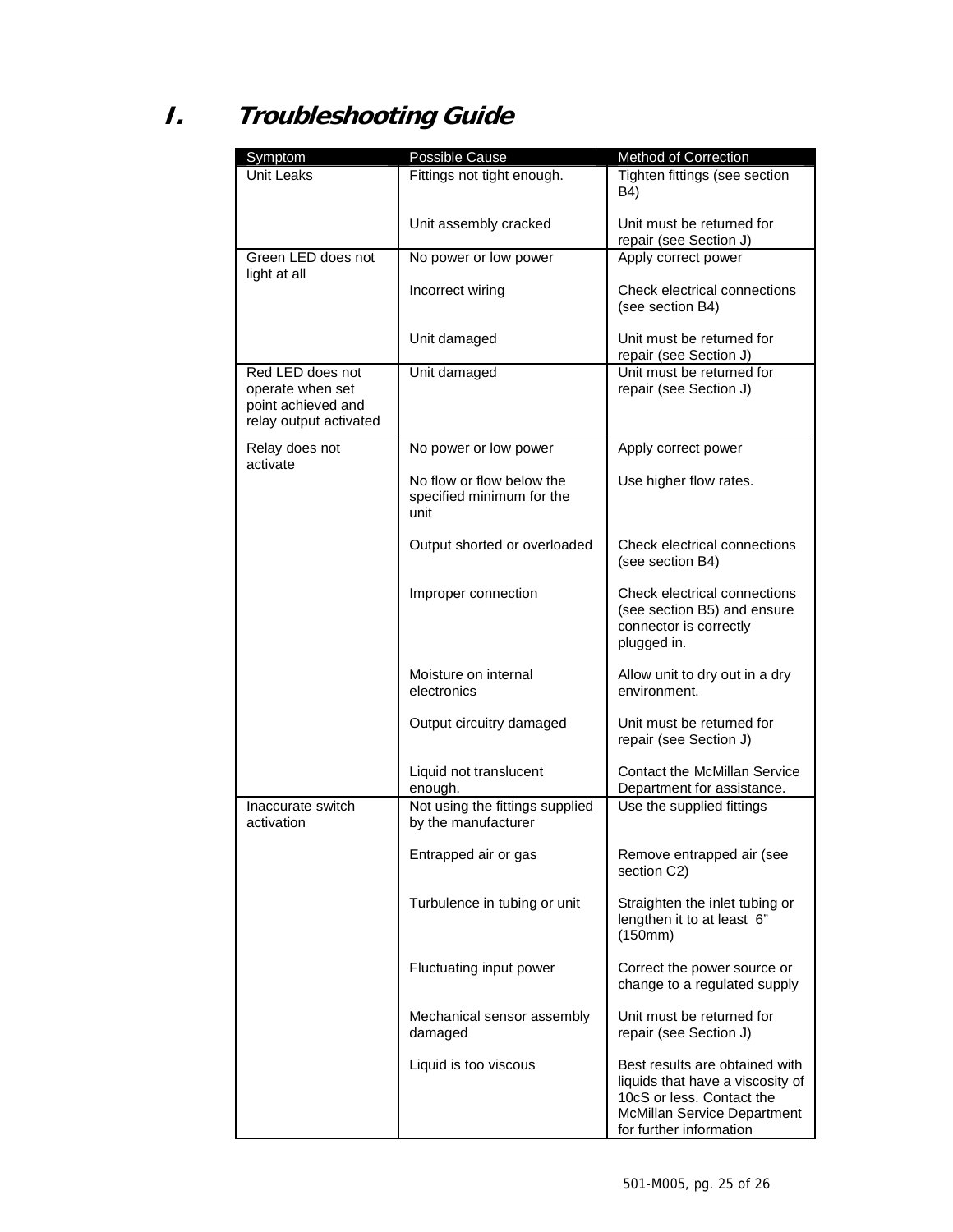# I. Troubleshooting Guide

| Symptom | Possible Cause | Method of Correction |
|---|---|---|
| Unit Leaks | Fittings not tight enough. | Tighten fittings (see section B4) |
| | Unit assembly cracked | Unit must be returned for repair (see Section J) |
| Green LED does not light at all | No power or low power | Apply correct power |
| | Incorrect wiring | Check electrical connections (see section B4) |
| | Unit damaged | Unit must be returned for repair (see Section J) |
| Red LED does not operate when set point achieved and relay output activated | Unit damaged | Unit must be returned for repair (see Section J) |
| Relay does not activate | No power or low power | Apply correct power |
| | No flow or flow below the specified minimum for the unit | Use higher flow rates. |
| | Output shorted or overloaded | Check electrical connections (see section B4) |
| | Improper connection | Check electrical connections (see section B5) and ensure connector is correctly plugged in. |
| | Moisture on internal electronics | Allow unit to dry out in a dry environment. |
| | Output circuitry damaged | Unit must be returned for repair (see Section J) |
| | Liquid not translucent enough. | Contact the McMillan Service Department for assistance. |
| Inaccurate switch activation | Not using the fittings supplied by the manufacturer | Use the supplied fittings |
| | Entrapped air or gas | Remove entrapped air (see section C2) |
| | Turbulence in tubing or unit | Straighten the inlet tubing or lengthen it to at least 6" (150mm) |
| | Fluctuating input power | Correct the power source or change to a regulated supply |
| | Mechanical sensor assembly damaged | Unit must be returned for repair (see Section J) |
| | Liquid is too viscous | Best results are obtained with liquids that have a viscosity of 10cS or less. Contact the McMillan Service Department for further information |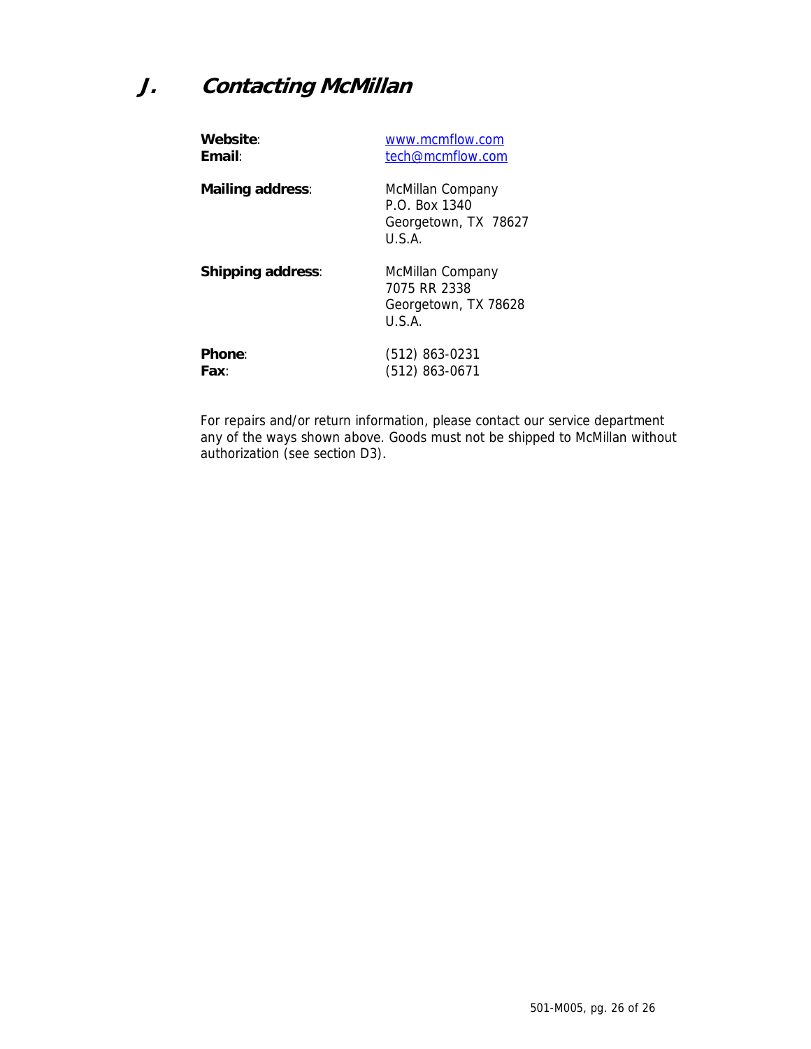# J. Contacting McMillan

| | |
|---|---|
| **Website**: | www.mcmflow.com |
| **Email**: | tech@mcmflow.com |
| **Mailing address**: | McMillan Company<br>P.O. Box 1340<br>Georgetown, TX 78627<br>U.S.A. |
| **Shipping address**: | McMillan Company<br>7075 RR 2338<br>Georgetown, TX 78628<br>U.S.A. |
| **Phone**: | (512) 863-0231 |
| **Fax**: | (512) 863-0671 |

For repairs and/or return information, please contact our service department any of the ways shown above. Goods must not be shipped to McMillan without authorization (see section D3).